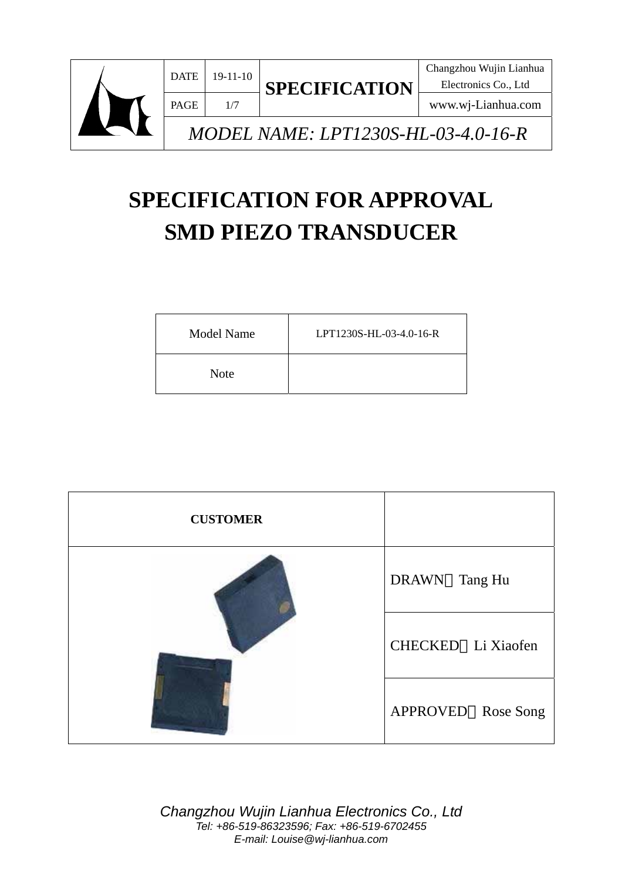| DATE | 19-11-10 | SPECIFICATION | Changzhou Wujin Lianhua Electronics Co., Ltd |
|---|---|---|---|
| PAGE | 1/7 | | www.wj-Lianhua.com |
| *MODEL NAME: LPT1230S-HL-03-4.0-16-R* | | | |

# SPECIFICATION FOR APPROVAL
# SMD PIEZO TRANSDUCER

| Model Name | LPT1230S-HL-03-4.0-16-R |
|---|---|
| Note | |

| **CUSTOMER** | |
|---|---|
| | DRAWN：Tang Hu |
| | CHECKED：Li Xiaofen |
| | APPROVED：Rose Song |

*Changzhou Wujin Lianhua Electronics Co., Ltd*
*Tel: +86-519-86323596; Fax: +86-519-6702455*
*E-mail: Louise@wj-lianhua.com*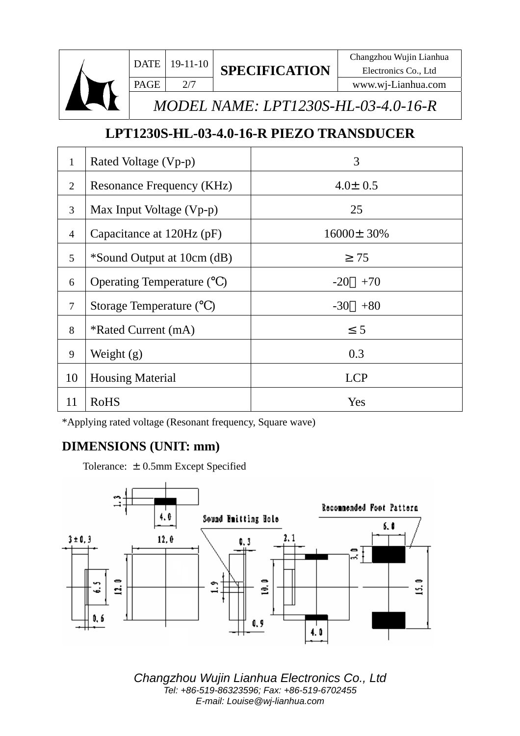| DATE | 19-11-10 | **SPECIFICATION** | Changzhou Wujin Lianhua Electronics Co., Ltd |
|---|---|---|---|
| PAGE | 2/7 | | www.wj-Lianhua.com |

*MODEL NAME: LPT1230S-HL-03-4.0-16-R*

## LPT1230S-HL-03-4.0-16-R PIEZO TRANSDUCER

| | | |
|---|---|---|
| 1 | Rated Voltage (Vp-p) | 3 |
| 2 | Resonance Frequency (KHz) | 4.0± 0.5 |
| 3 | Max Input Voltage (Vp-p) | 25 |
| 4 | Capacitance at 120Hz (pF) | 16000± 30% |
| 5 | *Sound Output at 10cm (dB) | ≥ 75 |
| 6 | Operating Temperature (℃) | -20～+70 |
| 7 | Storage Temperature (℃) | -30～+80 |
| 8 | *Rated Current (mA) | ≤ 5 |
| 9 | Weight (g) | 0.3 |
| 10 | Housing Material | LCP |
| 11 | RoHS | Yes |

*Applying rated voltage (Resonant frequency, Square wave)

## DIMENSIONS (UNIT: mm)

Tolerance: ± 0.5mm Except Specified

1.3  4.0  Sound Emitting Hole  Recommended Foot Pattern

3± 0.3  12.0  0.3  2.1  6.0  3.0

6.5  12.0  1.9  10.0  15.0

0.6  0.9  4.0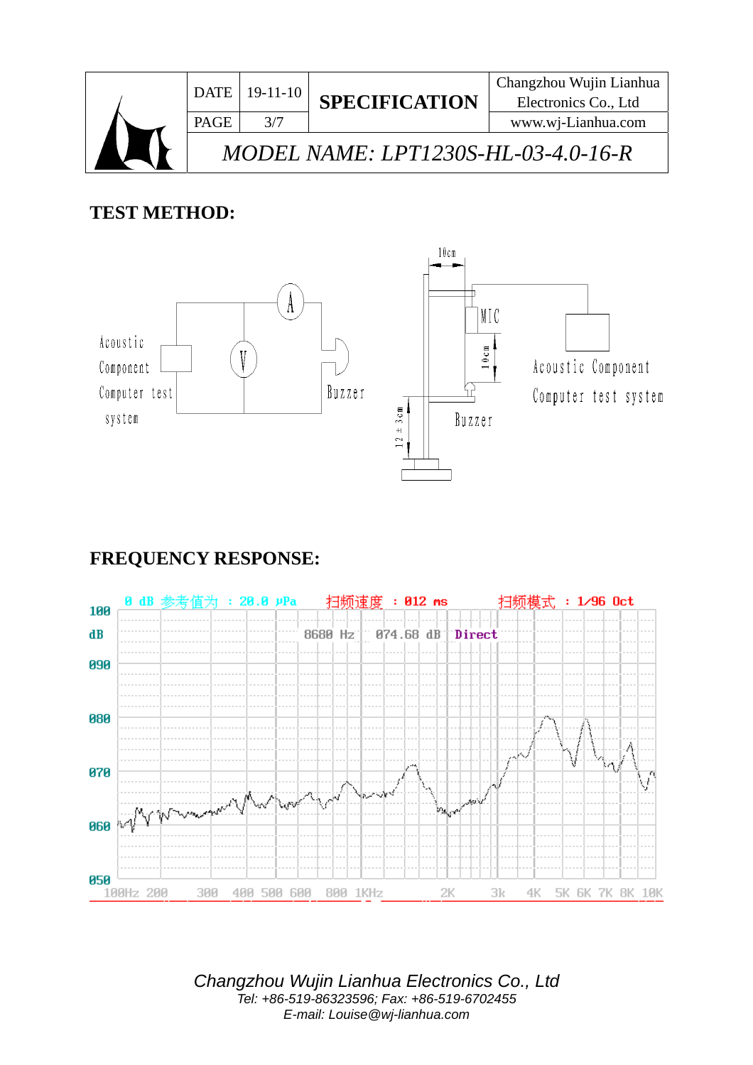| | DATE | 19-11-10 | SPECIFICATION | Changzhou Wujin Lianhua Electronics Co., Ltd |
|---|---|---|---|---|
| | PAGE | 3/7 | | www.wj-Lianhua.com |
| | *MODEL NAME: LPT1230S-HL-03-4.0-16-R* | | | |

## TEST METHOD:

Acoustic Component Computer test system

A

V

Buzzer

10cm

MIC

10cm

Acoustic Component Computer test system

Buzzer

12 ± 3cm

## FREQUENCY RESPONSE:

0 dB 参考值为 : 20.0 μPa　　扫频速度 : 012 ms　　扫频模式 : 1/96 Oct

8680 Hz　074.68 dB　Direct

100 dB, 090, 080, 070, 060, 050

100Hz 200 300 400 500 600 800 1KHz 2K 3k 4K 5K 6K 7K 8K 10K

*Changzhou Wujin Lianhua Electronics Co., Ltd*

*Tel: +86-519-86323596; Fax: +86-519-6702455*

*E-mail: Louise@wj-lianhua.com*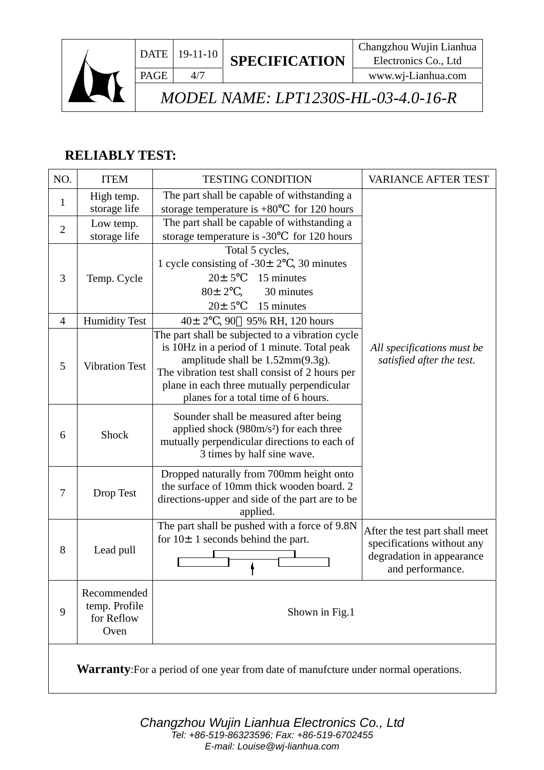| DATE | 19-11-10 | SPECIFICATION | Changzhou Wujin Lianhua Electronics Co., Ltd |
|---|---|---|---|
| PAGE | 4/7 | | www.wj-Lianhua.com |

*MODEL NAME: LPT1230S-HL-03-4.0-16-R*

## RELIABLY TEST:

| NO. | ITEM | TESTING CONDITION | VARIANCE AFTER TEST |
|---|---|---|---|
| 1 | High temp. storage life | The part shall be capable of withstanding a storage temperature is +80℃ for 120 hours | *All specifications must be satisfied after the test.* |
| 2 | Low temp. storage life | The part shall be capable of withstanding a storage temperature is -30℃ for 120 hours | |
| 3 | Temp. Cycle | Total 5 cycles,<br>1 cycle consisting of -30± 2℃, 30 minutes<br>20± 5℃ 15 minutes<br>80± 2℃, 30 minutes<br>20± 5℃ 15 minutes | |
| 4 | Humidity Test | 40± 2℃, 90～95% RH, 120 hours | |
| 5 | Vibration Test | The part shall be subjected to a vibration cycle is 10Hz in a period of 1 minute. Total peak amplitude shall be 1.52mm(9.3g).<br>The vibration test shall consist of 2 hours per plane in each three mutually perpendicular planes for a total time of 6 hours. | |
| 6 | Shock | Sounder shall be measured after being applied shock (980m/s²) for each three mutually perpendicular directions to each of 3 times by half sine wave. | |
| 7 | Drop Test | Dropped naturally from 700mm height onto the surface of 10mm thick wooden board. 2 directions-upper and side of the part are to be applied. | |
| 8 | Lead pull | The part shall be pushed with a force of 9.8N for 10± 1 seconds behind the part. | After the test part shall meet specifications without any degradation in appearance and performance. |
| 9 | Recommended temp. Profile for Reflow Oven | Shown in Fig.1 | |

**Warranty**:For a period of one year from date of manufcture under normal operations.

*Changzhou Wujin Lianhua Electronics Co., Ltd*
*Tel: +86-519-86323596; Fax: +86-519-6702455*
*E-mail: Louise@wj-lianhua.com*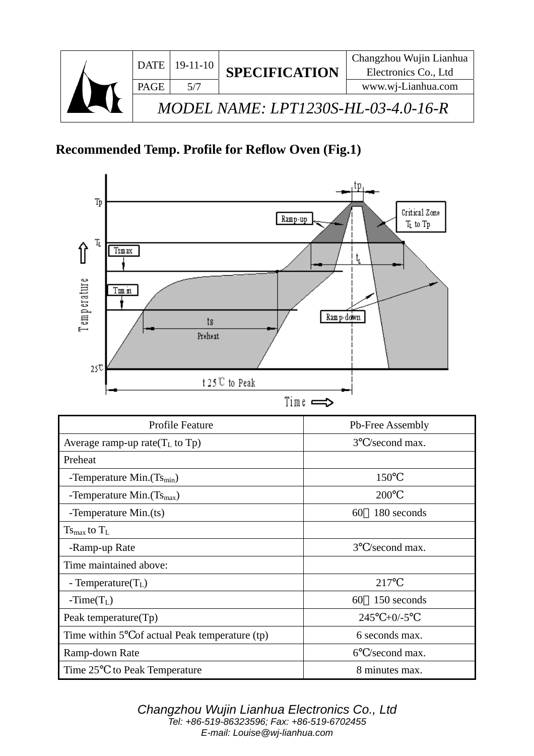**MODEL NAME: LPT1230S-HL-03-4.0-16-R**

## Recommended Temp. Profile for Reflow Oven (Fig.1)

| Profile Feature | Pb-Free Assembly |
|---|---|
| Average ramp-up rate($T_L$ to Tp) | 3℃/second max. |
| Preheat | |
| -Temperature Min.($Ts_{min}$) | 150℃ |
| -Temperature Min.($Ts_{max}$) | 200℃ |
| -Temperature Min.(ts) | 60～180 seconds |
| $Ts_{max}$ to $T_L$ | |
| -Ramp-up Rate | 3℃/second max. |
| Time maintained above: | |
| - Temperature($T_L$) | 217℃ |
| -Time($T_L$) | 60～150 seconds |
| Peak temperature(Tp) | 245℃+0/-5℃ |
| Time within 5℃of actual Peak temperature (tp) | 6 seconds max. |
| Ramp-down Rate | 6℃/second max. |
| Time 25℃ to Peak Temperature | 8 minutes max. |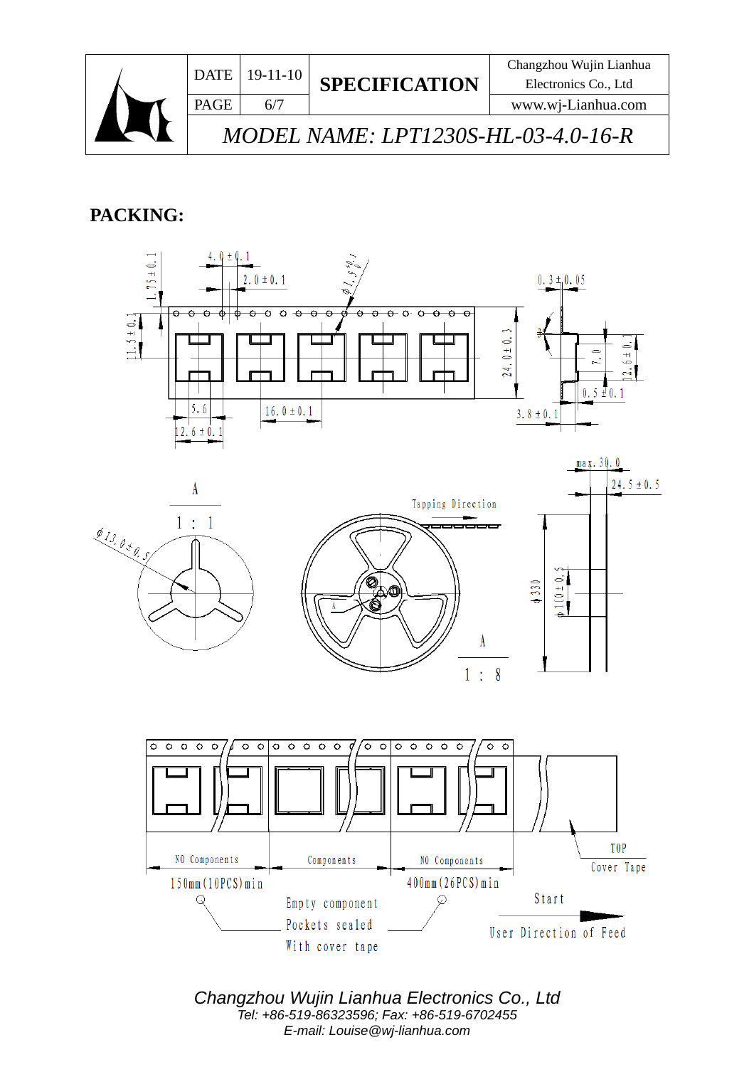| DATE | 19-11-10 | SPECIFICATION | Changzhou Wujin Lianhua Electronics Co., Ltd |
|---|---|---|---|
| PAGE | 6/7 | | www.wj-Lianhua.com |

*MODEL NAME: LPT1230S-HL-03-4.0-16-R*

## PACKING:

4.0±0.1

2.0±0.1

φ1.5 +0.1/-0

1.75±0.1

11.5±0.1

24.0±0.3

0.3±0.05

7.0

12.6±0.1

0.5±0.1

3.8±0.1

5.6

16.0±0.1

12.6±0.1

max.30.0

24.5±0.5

A

1 : 1

φ13.0±0.5

Tapping Direction

φ330

φ100±0.5

A

1 : 8

NO Components

150mm(10PCS)min

Components

NO Components

400mm(26PCS)min

TOP

Cover Tape

Empty component

Pockets sealed

With cover tape

Start

User Direction of Feed

*Changzhou Wujin Lianhua Electronics Co., Ltd*

*Tel: +86-519-86323596; Fax: +86-519-6702455*

*E-mail: Louise@wj-lianhua.com*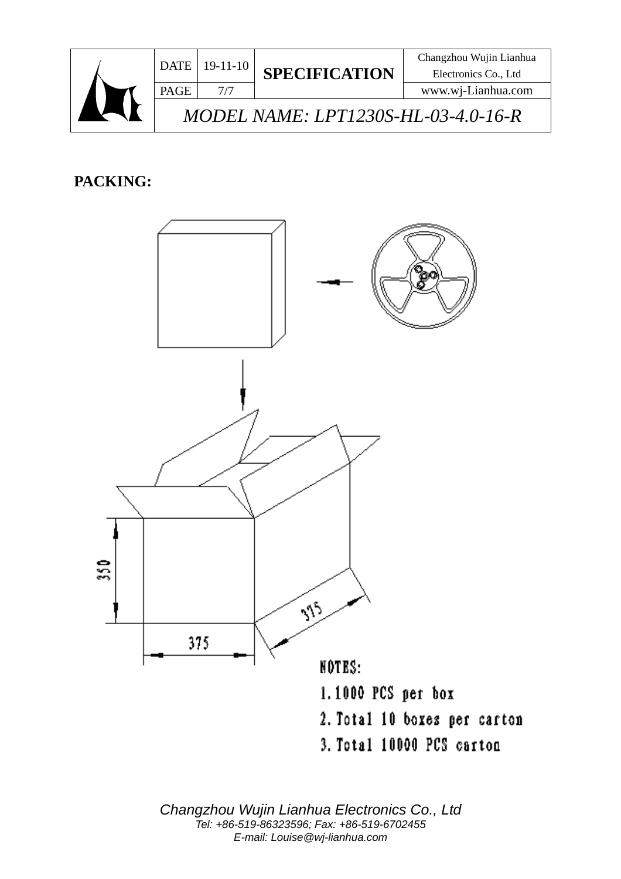## PACKING:

350

375

375

NOTES:

1. 1000 PCS per box
2. Total 10 boxes per carton
3. Total 10000 PCS carton